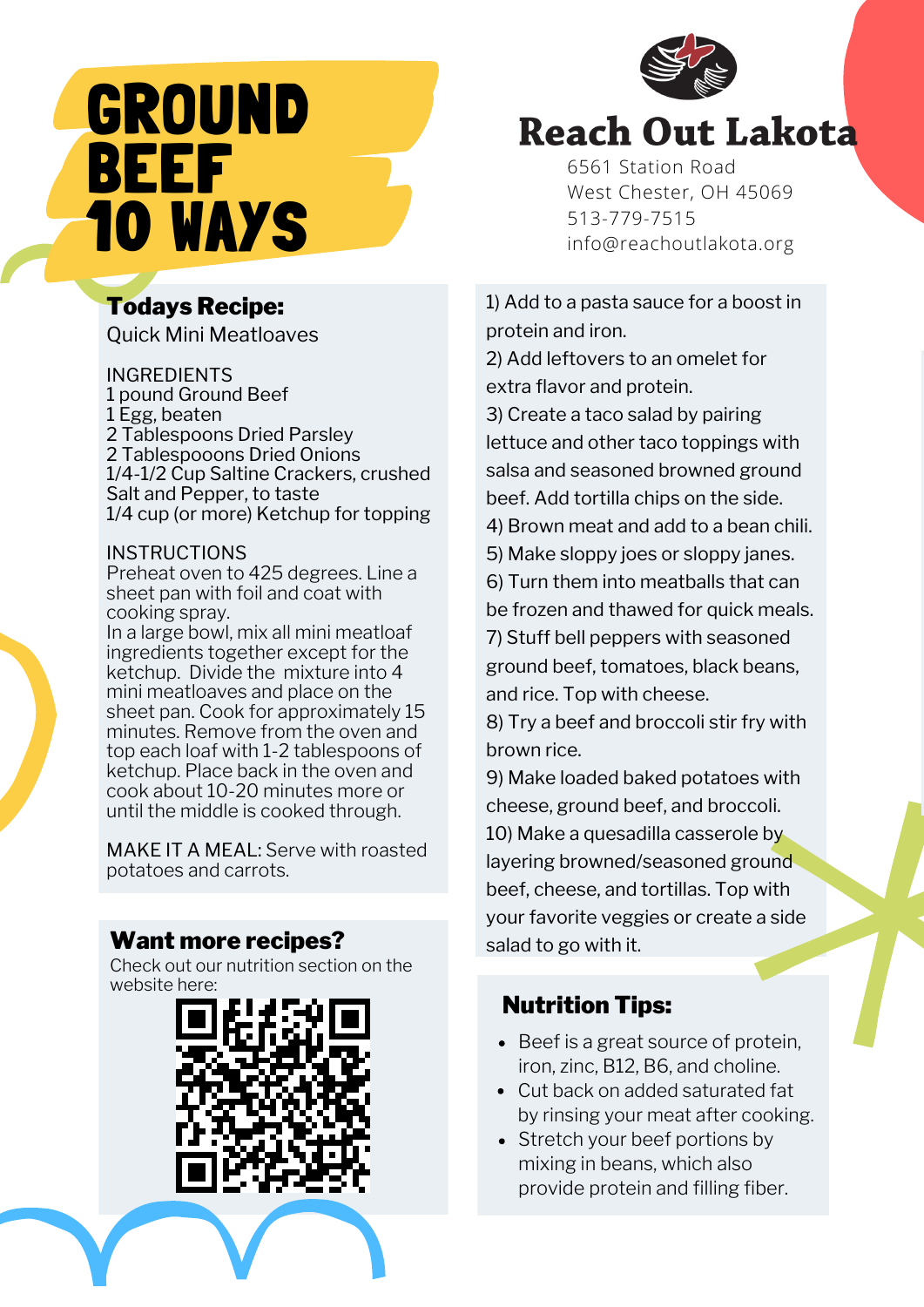# GROUND BEEF 10 WAYS

## Reach Out Lakota

6561 Station Road
West Chester, OH 45069
513-779-7515
info@reachoutlakota.org

### Todays Recipe:

Quick Mini Meatloaves

INGREDIENTS
1 pound Ground Beef
1 Egg, beaten
2 Tablespoons Dried Parsley
2 Tablespooons Dried Onions
1/4-1/2 Cup Saltine Crackers, crushed
Salt and Pepper, to taste
1/4 cup (or more) Ketchup for topping

INSTRUCTIONS
Preheat oven to 425 degrees. Line a sheet pan with foil and coat with cooking spray.
In a large bowl, mix all mini meatloaf ingredients together except for the ketchup. Divide the mixture into 4 mini meatloaves and place on the sheet pan. Cook for approximately 15 minutes. Remove from the oven and top each loaf with 1-2 tablespoons of ketchup. Place back in the oven and cook about 10-20 minutes more or until the middle is cooked through.

MAKE IT A MEAL: Serve with roasted potatoes and carrots.

### Want more recipes?

Check out our nutrition section on the website here:

1) Add to a pasta sauce for a boost in protein and iron.
2) Add leftovers to an omelet for extra flavor and protein.
3) Create a taco salad by pairing lettuce and other taco toppings with salsa and seasoned browned ground beef. Add tortilla chips on the side.
4) Brown meat and add to a bean chili.
5) Make sloppy joes or sloppy janes.
6) Turn them into meatballs that can be frozen and thawed for quick meals.
7) Stuff bell peppers with seasoned ground beef, tomatoes, black beans, and rice. Top with cheese.
8) Try a beef and broccoli stir fry with brown rice.
9) Make loaded baked potatoes with cheese, ground beef, and broccoli.
10) Make a quesadilla casserole by layering browned/seasoned ground beef, cheese, and tortillas. Top with your favorite veggies or create a side salad to go with it.

### Nutrition Tips:

- Beef is a great source of protein, iron, zinc, B12, B6, and choline.
- Cut back on added saturated fat by rinsing your meat after cooking.
- Stretch your beef portions by mixing in beans, which also provide protein and filling fiber.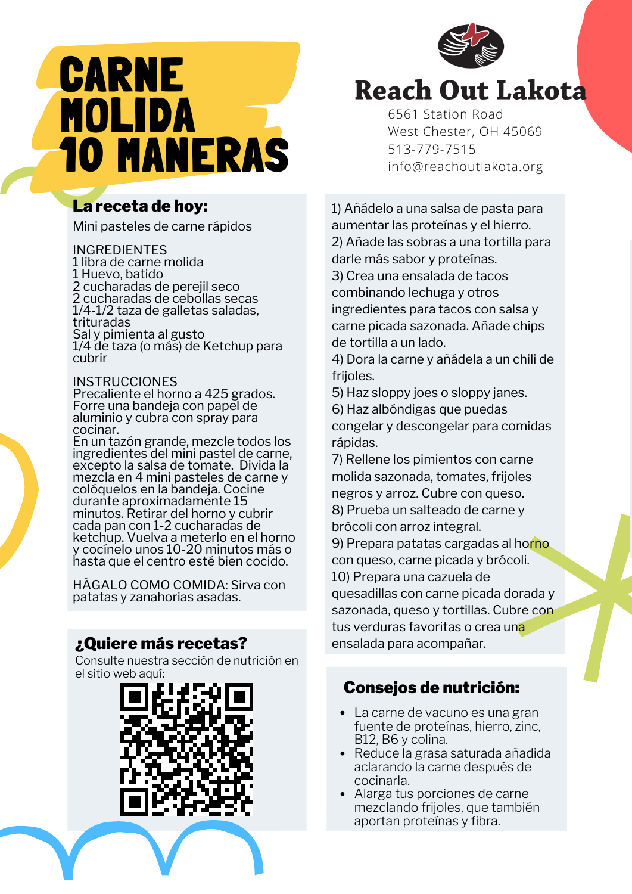# CARNE MOLIDA 10 MANERAS

## Reach Out Lakota

6561 Station Road
West Chester, OH 45069
513-779-7515
info@reachoutlakota.org

### La receta de hoy:

Mini pasteles de carne rápidos

INGREDIENTES
1 libra de carne molida
1 Huevo, batido
2 cucharadas de perejil seco
2 cucharadas de cebollas secas
1/4-1/2 taza de galletas saladas, trituradas
Sal y pimienta al gusto
1/4 de taza (o más) de Ketchup para cubrir

INSTRUCCIONES
Precaliente el horno a 425 grados. Forre una bandeja con papel de aluminio y cubra con spray para cocinar.
En un tazón grande, mezcle todos los ingredientes del mini pastel de carne, excepto la salsa de tomate. Divida la mezcla en 4 mini pasteles de carne y colóquelos en la bandeja. Cocine durante aproximadamente 15 minutos. Retirar del horno y cubrir cada pan con 1-2 cucharadas de ketchup. Vuelva a meterlo en el horno y cocínelo unos 10-20 minutos más o hasta que el centro esté bien cocido.

HÁGALO COMO COMIDA: Sirva con patatas y zanahorias asadas.

1) Añádelo a una salsa de pasta para aumentar las proteínas y el hierro.
2) Añade las sobras a una tortilla para darle más sabor y proteínas.
3) Crea una ensalada de tacos combinando lechuga y otros ingredientes para tacos con salsa y carne picada sazonada. Añade chips de tortilla a un lado.
4) Dora la carne y añádela a un chili de frijoles.
5) Haz sloppy joes o sloppy janes.
6) Haz albóndigas que puedas congelar y descongelar para comidas rápidas.
7) Rellene los pimientos con carne molida sazonada, tomates, frijoles negros y arroz. Cubre con queso.
8) Prueba un salteado de carne y brócoli con arroz integral.
9) Prepara patatas cargadas al horno con queso, carne picada y brócoli.
10) Prepara una cazuela de quesadillas con carne picada dorada y sazonada, queso y tortillas. Cubre con tus verduras favoritas o crea una ensalada para acompañar.

### ¿Quiere más recetas?

Consulte nuestra sección de nutrición en el sitio web aquí:

### Consejos de nutrición:

- La carne de vacuno es una gran fuente de proteínas, hierro, zinc, B12, B6 y colina.
- Reduce la grasa saturada añadida aclarando la carne después de cocinarla.
- Alarga tus porciones de carne mezclando frijoles, que también aportan proteínas y fibra.